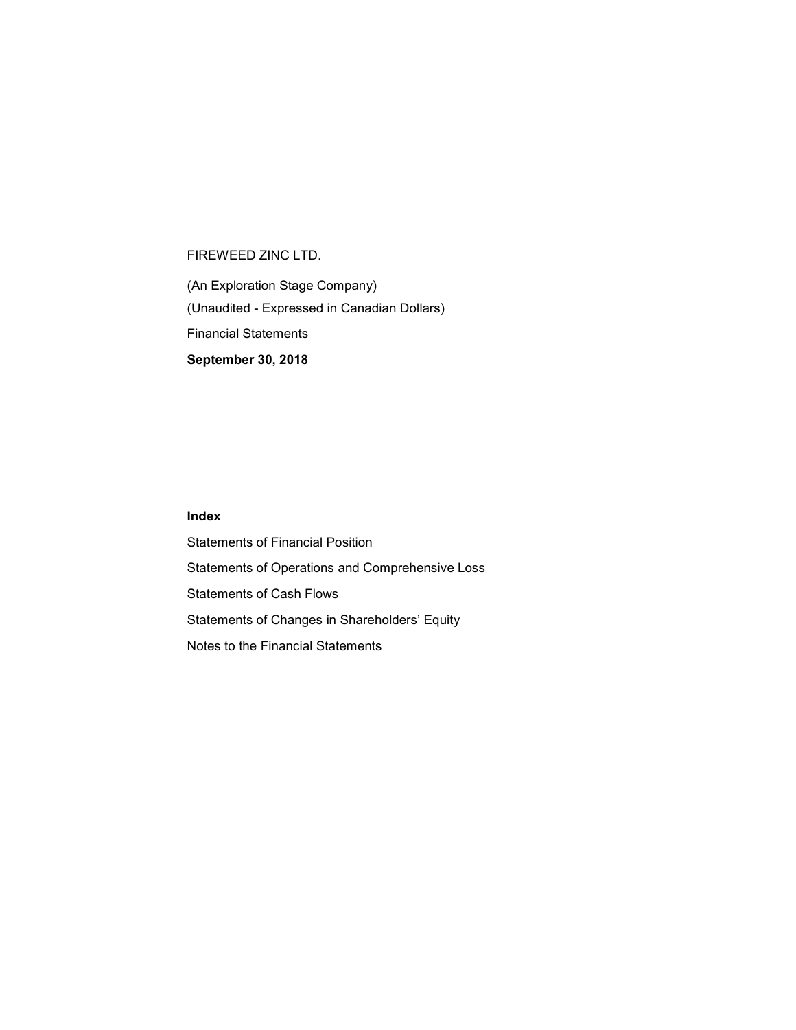FIREWEED ZINC LTD.

(An Exploration Stage Company)

(Unaudited - Expressed in Canadian Dollars)

Financial Statements

**September 30, 2018**

**Index**

Statements of Financial Position

Statements of Operations and Comprehensive Loss

Statements of Cash Flows

Statements of Changes in Shareholders' Equity

Notes to the Financial Statements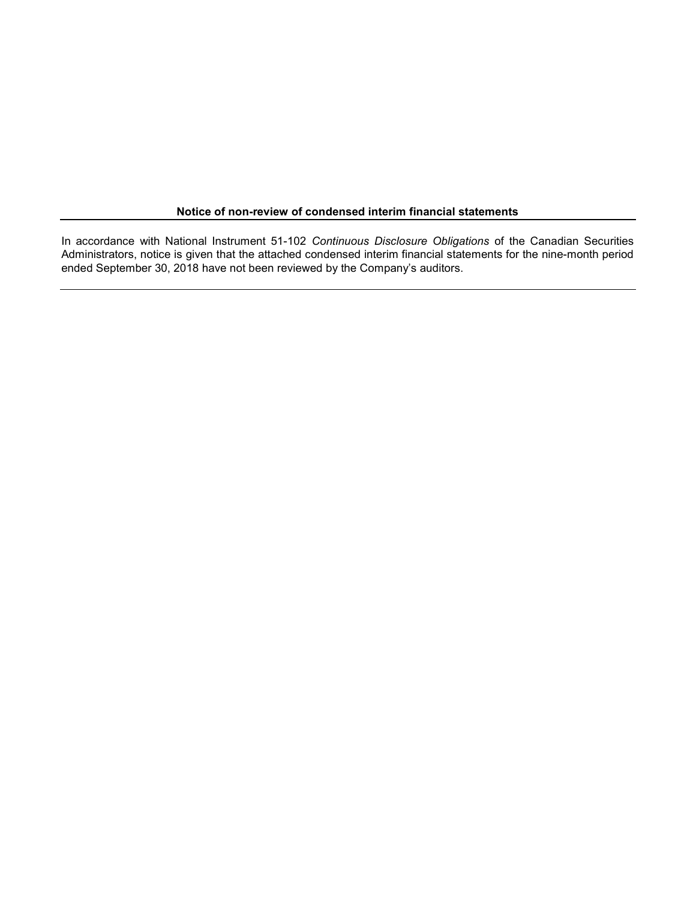**Notice of non-review of condensed interim financial statements**

In accordance with National Instrument 51-102 *Continuous Disclosure Obligations* of the Canadian Securities Administrators, notice is given that the attached condensed interim financial statements for the nine-month period ended September 30, 2018 have not been reviewed by the Company's auditors.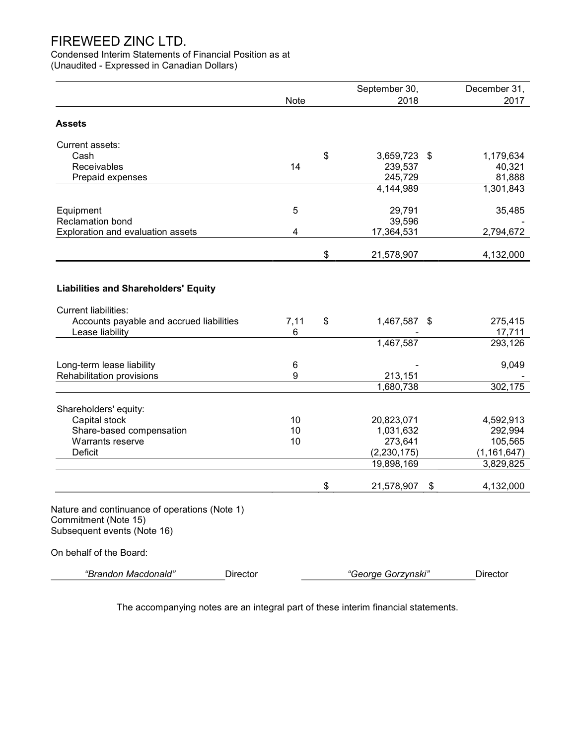# FIREWEED ZINC LTD.

Condensed Interim Statements of Financial Position as at
(Unaudited - Expressed in Canadian Dollars)

| | Note | September 30, 2018 | December 31, 2017 |
|---|---|---|---|
| **Assets** | | | |
| Current assets: | | | |
| Cash | | $ 3,659,723 | $ 1,179,634 |
| Receivables | 14 | 239,537 | 40,321 |
| Prepaid expenses | | 245,729 | 81,888 |
| | | 4,144,989 | 1,301,843 |
| Equipment | 5 | 29,791 | 35,485 |
| Reclamation bond | | 39,596 | - |
| Exploration and evaluation assets | 4 | 17,364,531 | 2,794,672 |
| | | $ 21,578,907 | 4,132,000 |
| **Liabilities and Shareholders' Equity** | | | |
| Current liabilities: | | | |
| Accounts payable and accrued liabilities | 7,11 | $ 1,467,587 | $ 275,415 |
| Lease liability | 6 | - | 17,711 |
| | | 1,467,587 | 293,126 |
| Long-term lease liability | 6 | - | 9,049 |
| Rehabilitation provisions | 9 | 213,151 | - |
| | | 1,680,738 | 302,175 |
| Shareholders' equity: | | | |
| Capital stock | 10 | 20,823,071 | 4,592,913 |
| Share-based compensation | 10 | 1,031,632 | 292,994 |
| Warrants reserve | 10 | 273,641 | 105,565 |
| Deficit | | (2,230,175) | (1,161,647) |
| | | 19,898,169 | 3,829,825 |
| | | $ 21,578,907 | $ 4,132,000 |

Nature and continuance of operations (Note 1)
Commitment (Note 15)
Subsequent events (Note 16)

On behalf of the Board:

*"Brandon Macdonald"* Director &nbsp;&nbsp;&nbsp;&nbsp; *"George Gorzynski"* Director

The accompanying notes are an integral part of these interim financial statements.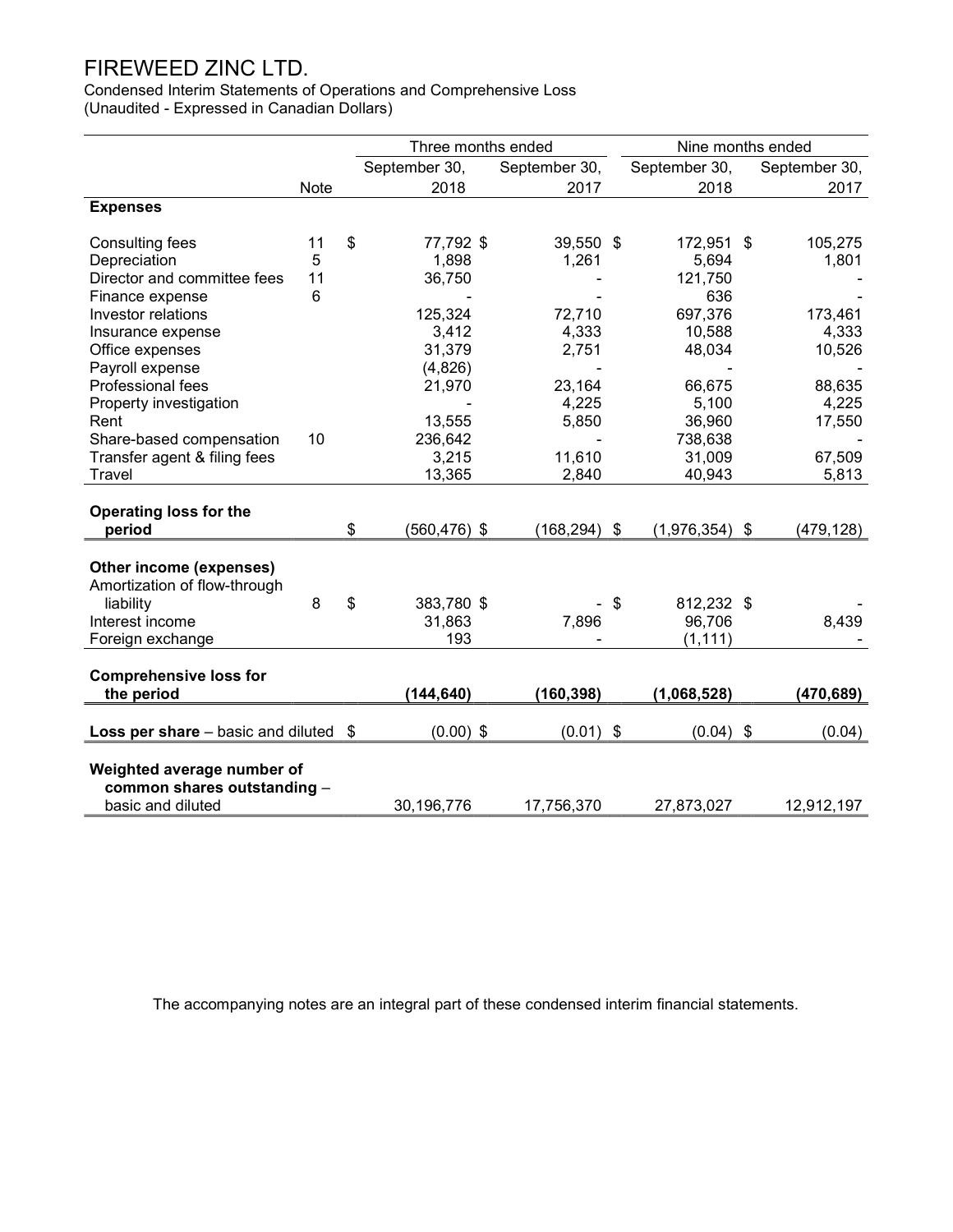# FIREWEED ZINC LTD.

Condensed Interim Statements of Operations and Comprehensive Loss
(Unaudited - Expressed in Canadian Dollars)

| | | Three months ended | | Nine months ended | |
|---|---|---|---|---|---|
| | Note | September 30, 2018 | September 30, 2017 | September 30, 2018 | September 30, 2017 |
| **Expenses** | | | | | |
| Consulting fees | 11 | $ 77,792 | $ 39,550 | $ 172,951 | $ 105,275 |
| Depreciation | 5 | 1,898 | 1,261 | 5,694 | 1,801 |
| Director and committee fees | 11 | 36,750 | - | 121,750 | - |
| Finance expense | 6 | - | - | 636 | - |
| Investor relations | | 125,324 | 72,710 | 697,376 | 173,461 |
| Insurance expense | | 3,412 | 4,333 | 10,588 | 4,333 |
| Office expenses | | 31,379 | 2,751 | 48,034 | 10,526 |
| Payroll expense | | (4,826) | - | - | - |
| Professional fees | | 21,970 | 23,164 | 66,675 | 88,635 |
| Property investigation | | - | 4,225 | 5,100 | 4,225 |
| Rent | | 13,555 | 5,850 | 36,960 | 17,550 |
| Share-based compensation | 10 | 236,642 | - | 738,638 | - |
| Transfer agent & filing fees | | 3,215 | 11,610 | 31,009 | 67,509 |
| Travel | | 13,365 | 2,840 | 40,943 | 5,813 |
| **Operating loss for the period** | | $ (560,476) | $ (168,294) | $ (1,976,354) | $ (479,128) |
| **Other income (expenses)** | | | | | |
| Amortization of flow-through liability | 8 | $ 383,780 | $ - | $ 812,232 | $ - |
| Interest income | | 31,863 | 7,896 | 96,706 | 8,439 |
| Foreign exchange | | 193 | - | (1,111) | - |
| **Comprehensive loss for the period** | | **(144,640)** | **(160,398)** | **(1,068,528)** | **(470,689)** |
| **Loss per share** – basic and diluted | | $ (0.00) | $ (0.01) | $ (0.04) | $ (0.04) |
| **Weighted average number of common shares outstanding** – basic and diluted | | 30,196,776 | 17,756,370 | 27,873,027 | 12,912,197 |

The accompanying notes are an integral part of these condensed interim financial statements.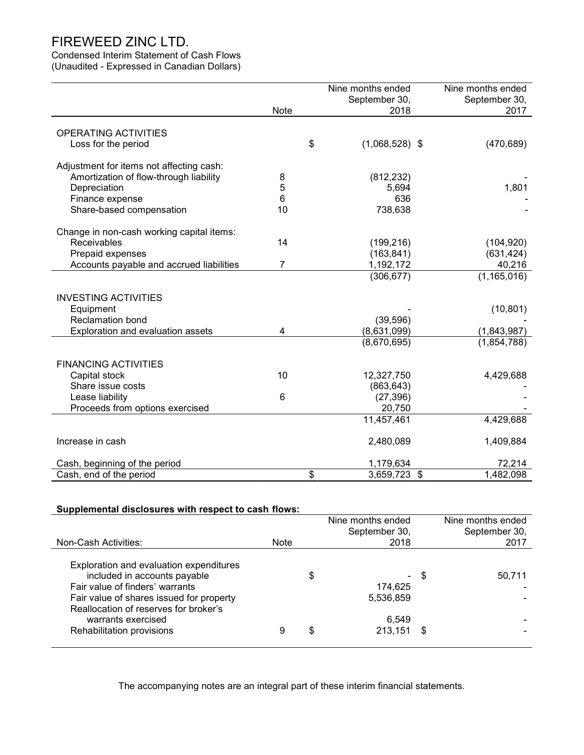# FIREWEED ZINC LTD.

Condensed Interim Statement of Cash Flows
(Unaudited - Expressed in Canadian Dollars)

| | Note | Nine months ended September 30, 2018 | Nine months ended September 30, 2017 |
|---|---|---|---|
| **OPERATING ACTIVITIES** | | | |
| Loss for the period | | $ (1,068,528) | $ (470,689) |
| Adjustment for items not affecting cash: | | | |
| Amortization of flow-through liability | 8 | (812,232) | - |
| Depreciation | 5 | 5,694 | 1,801 |
| Finance expense | 6 | 636 | - |
| Share-based compensation | 10 | 738,638 | - |
| Change in non-cash working capital items: | | | |
| Receivables | 14 | (199,216) | (104,920) |
| Prepaid expenses | | (163,841) | (631,424) |
| Accounts payable and accrued liabilities | 7 | 1,192,172 | 40,216 |
| | | (306,677) | (1,165,016) |
| **INVESTING ACTIVITIES** | | | |
| Equipment | | - | (10,801) |
| Reclamation bond | | (39,596) | - |
| Exploration and evaluation assets | 4 | (8,631,099) | (1,843,987) |
| | | (8,670,695) | (1,854,788) |
| **FINANCING ACTIVITIES** | | | |
| Capital stock | 10 | 12,327,750 | 4,429,688 |
| Share issue costs | | (863,643) | - |
| Lease liability | 6 | (27,396) | - |
| Proceeds from options exercised | | 20,750 | - |
| | | 11,457,461 | 4,429,688 |
| Increase in cash | | 2,480,089 | 1,409,884 |
| Cash, beginning of the period | | 1,179,634 | 72,214 |
| Cash, end of the period | | $ 3,659,723 | $ 1,482,098 |

**Supplemental disclosures with respect to cash flows:**

| Non-Cash Activities: | Note | Nine months ended September 30, 2018 | Nine months ended September 30, 2017 |
|---|---|---|---|
| Exploration and evaluation expenditures included in accounts payable | | $ - | $ 50,711 |
| Fair value of finders' warrants | | 174,625 | - |
| Fair value of shares issued for property | | 5,536,859 | - |
| Reallocation of reserves for broker's warrants exercised | | 6,549 | - |
| Rehabilitation provisions | 9 | $ 213,151 | $ - |

The accompanying notes are an integral part of these interim financial statements.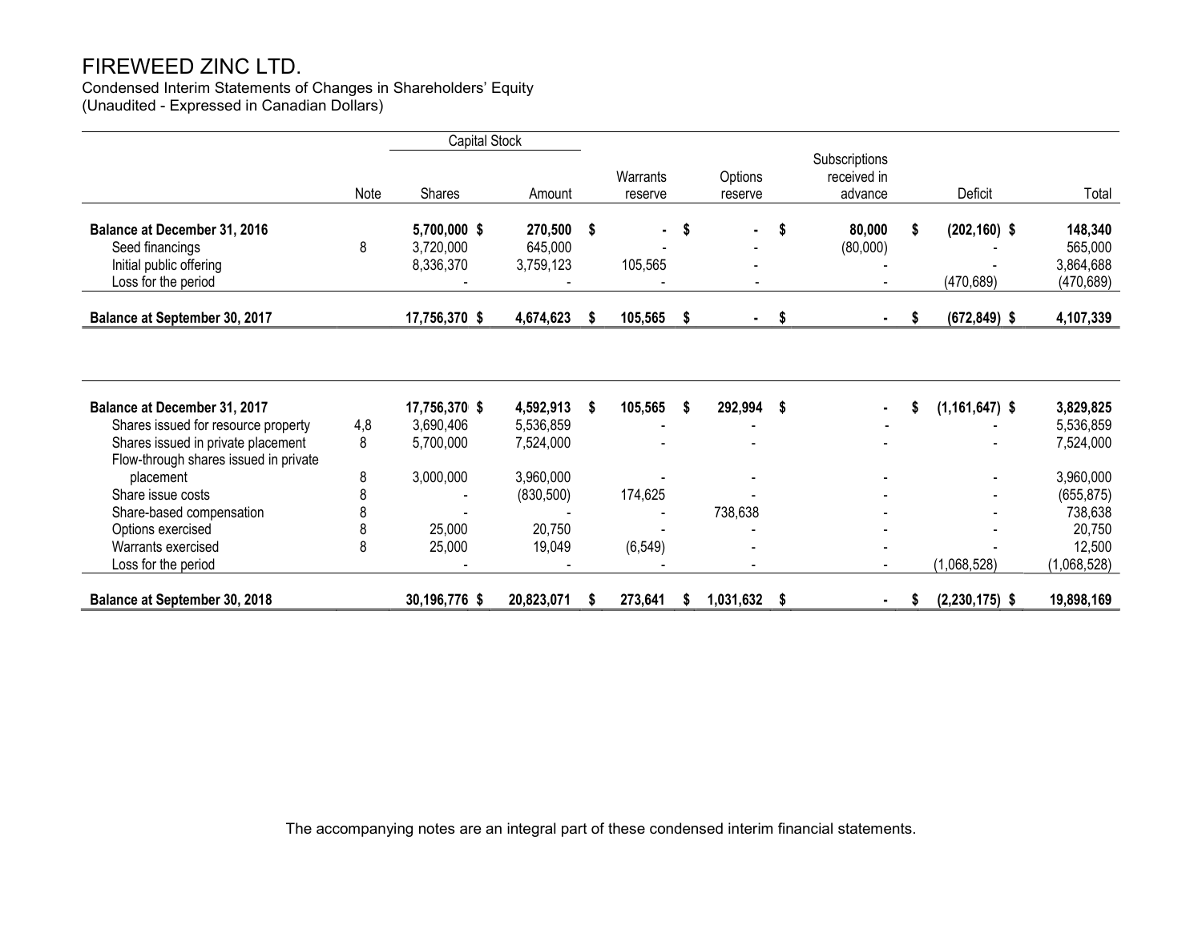# FIREWEED ZINC LTD.

Condensed Interim Statements of Changes in Shareholders' Equity
(Unaudited - Expressed in Canadian Dollars)

| | | Capital Stock | | | | | | |
|---|---|---|---|---|---|---|---|---|
| | Note | Shares | Amount | Warrants reserve | Options reserve | Subscriptions received in advance | Deficit | Total |
| **Balance at December 31, 2016** | | **5,700,000** | **$ 270,500** | **$ -** | **$ -** | **$ 80,000** | **$ (202,160)** | **$ 148,340** |
| Seed financings | 8 | 3,720,000 | 645,000 | - | - | (80,000) | - | 565,000 |
| Initial public offering | | 8,336,370 | 3,759,123 | 105,565 | - | - | - | 3,864,688 |
| Loss for the period | | - | - | - | - | - | (470,689) | (470,689) |
| **Balance at September 30, 2017** | | **17,756,370** | **$ 4,674,623** | **$ 105,565** | **$ -** | **$ -** | **$ (672,849)** | **$ 4,107,339** |
| | | | | | | | | |
| **Balance at December 31, 2017** | | **17,756,370** | **$ 4,592,913** | **$ 105,565** | **$ 292,994** | **$ -** | **$ (1,161,647)** | **$ 3,829,825** |
| Shares issued for resource property | 4,8 | 3,690,406 | 5,536,859 | - | - | - | - | 5,536,859 |
| Shares issued in private placement | 8 | 5,700,000 | 7,524,000 | - | - | - | - | 7,524,000 |
| Flow-through shares issued in private placement | 8 | 3,000,000 | 3,960,000 | - | - | - | - | 3,960,000 |
| Share issue costs | 8 | - | (830,500) | 174,625 | - | - | - | (655,875) |
| Share-based compensation | 8 | - | - | - | 738,638 | - | - | 738,638 |
| Options exercised | 8 | 25,000 | 20,750 | - | - | - | - | 20,750 |
| Warrants exercised | 8 | 25,000 | 19,049 | (6,549) | - | - | - | 12,500 |
| Loss for the period | | - | - | - | - | - | (1,068,528) | (1,068,528) |
| **Balance at September 30, 2018** | | **30,196,776** | **$ 20,823,071** | **$ 273,641** | **$ 1,031,632** | **$ -** | **$ (2,230,175)** | **$ 19,898,169** |

The accompanying notes are an integral part of these condensed interim financial statements.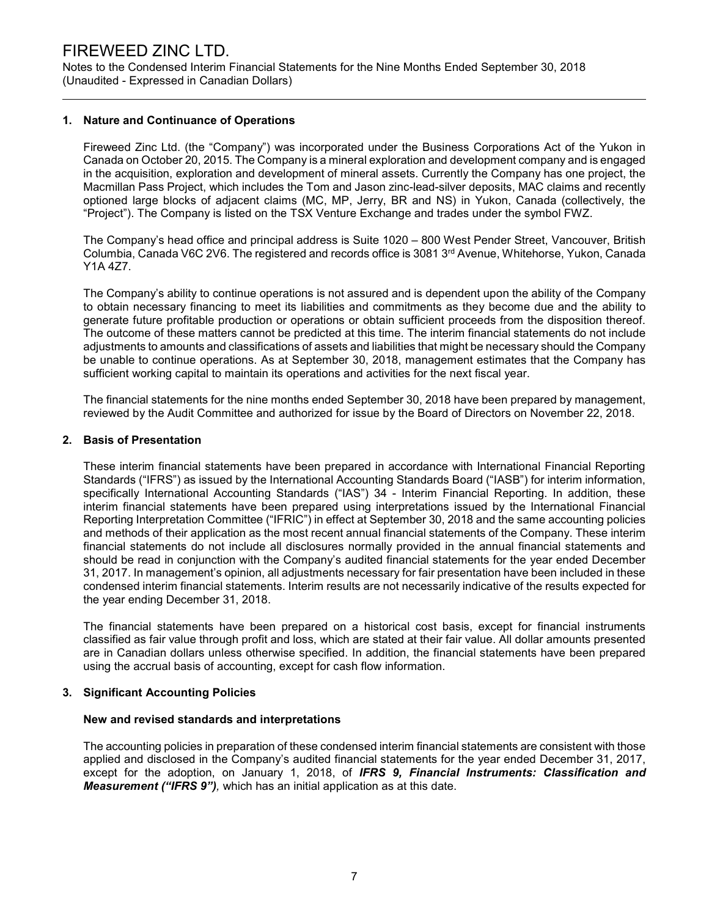# FIREWEED ZINC LTD.

Notes to the Condensed Interim Financial Statements for the Nine Months Ended September 30, 2018
(Unaudited - Expressed in Canadian Dollars)

## 1. Nature and Continuance of Operations

Fireweed Zinc Ltd. (the "Company") was incorporated under the Business Corporations Act of the Yukon in Canada on October 20, 2015. The Company is a mineral exploration and development company and is engaged in the acquisition, exploration and development of mineral assets. Currently the Company has one project, the Macmillan Pass Project, which includes the Tom and Jason zinc-lead-silver deposits, MAC claims and recently optioned large blocks of adjacent claims (MC, MP, Jerry, BR and NS) in Yukon, Canada (collectively, the "Project"). The Company is listed on the TSX Venture Exchange and trades under the symbol FWZ.

The Company's head office and principal address is Suite 1020 – 800 West Pender Street, Vancouver, British Columbia, Canada V6C 2V6. The registered and records office is 3081 3rd Avenue, Whitehorse, Yukon, Canada Y1A 4Z7.

The Company's ability to continue operations is not assured and is dependent upon the ability of the Company to obtain necessary financing to meet its liabilities and commitments as they become due and the ability to generate future profitable production or operations or obtain sufficient proceeds from the disposition thereof. The outcome of these matters cannot be predicted at this time. The interim financial statements do not include adjustments to amounts and classifications of assets and liabilities that might be necessary should the Company be unable to continue operations. As at September 30, 2018, management estimates that the Company has sufficient working capital to maintain its operations and activities for the next fiscal year.

The financial statements for the nine months ended September 30, 2018 have been prepared by management, reviewed by the Audit Committee and authorized for issue by the Board of Directors on November 22, 2018.

## 2. Basis of Presentation

These interim financial statements have been prepared in accordance with International Financial Reporting Standards ("IFRS") as issued by the International Accounting Standards Board ("IASB") for interim information, specifically International Accounting Standards ("IAS") 34 - Interim Financial Reporting. In addition, these interim financial statements have been prepared using interpretations issued by the International Financial Reporting Interpretation Committee ("IFRIC") in effect at September 30, 2018 and the same accounting policies and methods of their application as the most recent annual financial statements of the Company. These interim financial statements do not include all disclosures normally provided in the annual financial statements and should be read in conjunction with the Company's audited financial statements for the year ended December 31, 2017. In management's opinion, all adjustments necessary for fair presentation have been included in these condensed interim financial statements. Interim results are not necessarily indicative of the results expected for the year ending December 31, 2018.

The financial statements have been prepared on a historical cost basis, except for financial instruments classified as fair value through profit and loss, which are stated at their fair value. All dollar amounts presented are in Canadian dollars unless otherwise specified. In addition, the financial statements have been prepared using the accrual basis of accounting, except for cash flow information.

## 3. Significant Accounting Policies

### New and revised standards and interpretations

The accounting policies in preparation of these condensed interim financial statements are consistent with those applied and disclosed in the Company's audited financial statements for the year ended December 31, 2017, except for the adoption, on January 1, 2018, of ***IFRS 9, Financial Instruments: Classification and Measurement ("IFRS 9")****,* which has an initial application as at this date.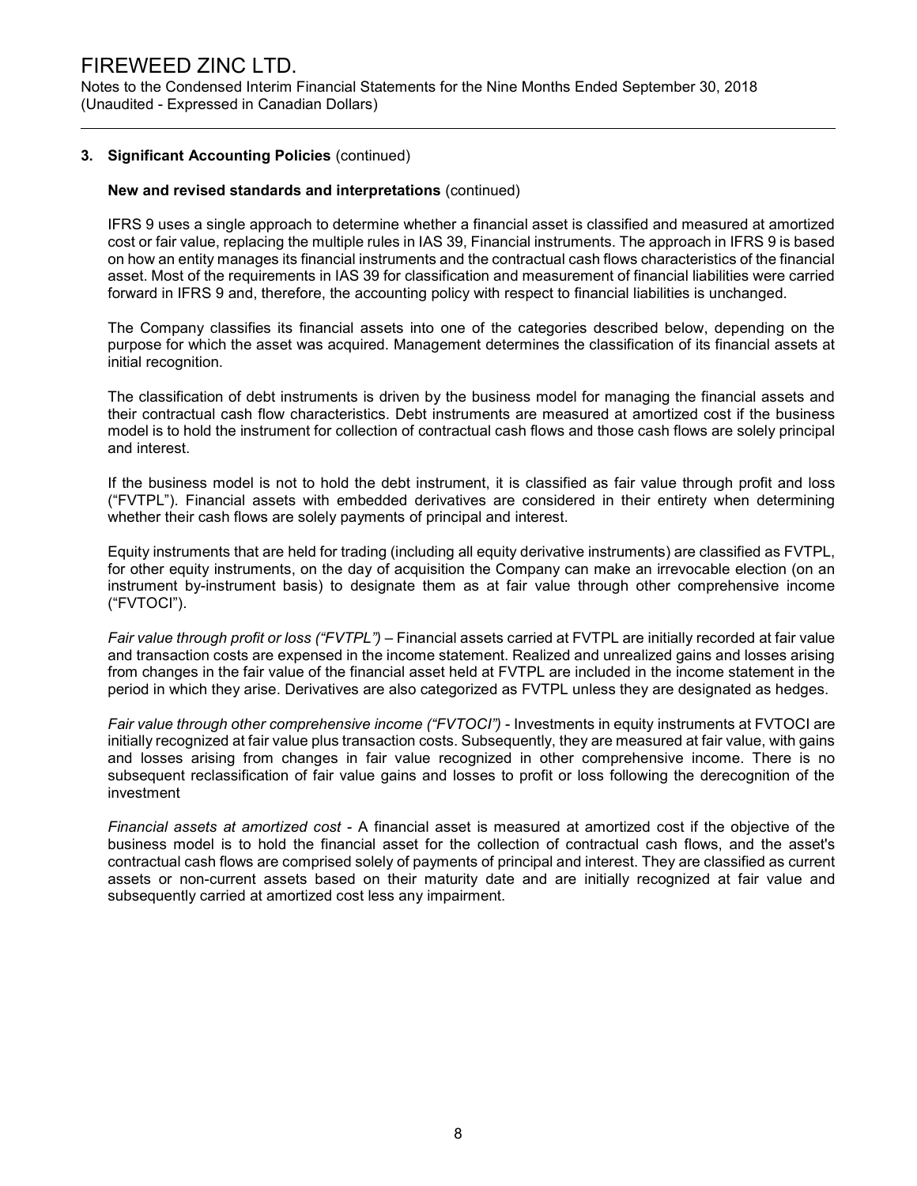### 3. Significant Accounting Policies (continued)

**New and revised standards and interpretations** (continued)

IFRS 9 uses a single approach to determine whether a financial asset is classified and measured at amortized cost or fair value, replacing the multiple rules in IAS 39, Financial instruments. The approach in IFRS 9 is based on how an entity manages its financial instruments and the contractual cash flows characteristics of the financial asset. Most of the requirements in IAS 39 for classification and measurement of financial liabilities were carried forward in IFRS 9 and, therefore, the accounting policy with respect to financial liabilities is unchanged.

The Company classifies its financial assets into one of the categories described below, depending on the purpose for which the asset was acquired. Management determines the classification of its financial assets at initial recognition.

The classification of debt instruments is driven by the business model for managing the financial assets and their contractual cash flow characteristics. Debt instruments are measured at amortized cost if the business model is to hold the instrument for collection of contractual cash flows and those cash flows are solely principal and interest.

If the business model is not to hold the debt instrument, it is classified as fair value through profit and loss ("FVTPL"). Financial assets with embedded derivatives are considered in their entirety when determining whether their cash flows are solely payments of principal and interest.

Equity instruments that are held for trading (including all equity derivative instruments) are classified as FVTPL, for other equity instruments, on the day of acquisition the Company can make an irrevocable election (on an instrument by-instrument basis) to designate them as at fair value through other comprehensive income ("FVTOCI").

*Fair value through profit or loss ("FVTPL")* – Financial assets carried at FVTPL are initially recorded at fair value and transaction costs are expensed in the income statement. Realized and unrealized gains and losses arising from changes in the fair value of the financial asset held at FVTPL are included in the income statement in the period in which they arise. Derivatives are also categorized as FVTPL unless they are designated as hedges.

*Fair value through other comprehensive income ("FVTOCI")* - Investments in equity instruments at FVTOCI are initially recognized at fair value plus transaction costs. Subsequently, they are measured at fair value, with gains and losses arising from changes in fair value recognized in other comprehensive income. There is no subsequent reclassification of fair value gains and losses to profit or loss following the derecognition of the investment

*Financial assets at amortized cost* - A financial asset is measured at amortized cost if the objective of the business model is to hold the financial asset for the collection of contractual cash flows, and the asset's contractual cash flows are comprised solely of payments of principal and interest. They are classified as current assets or non-current assets based on their maturity date and are initially recognized at fair value and subsequently carried at amortized cost less any impairment.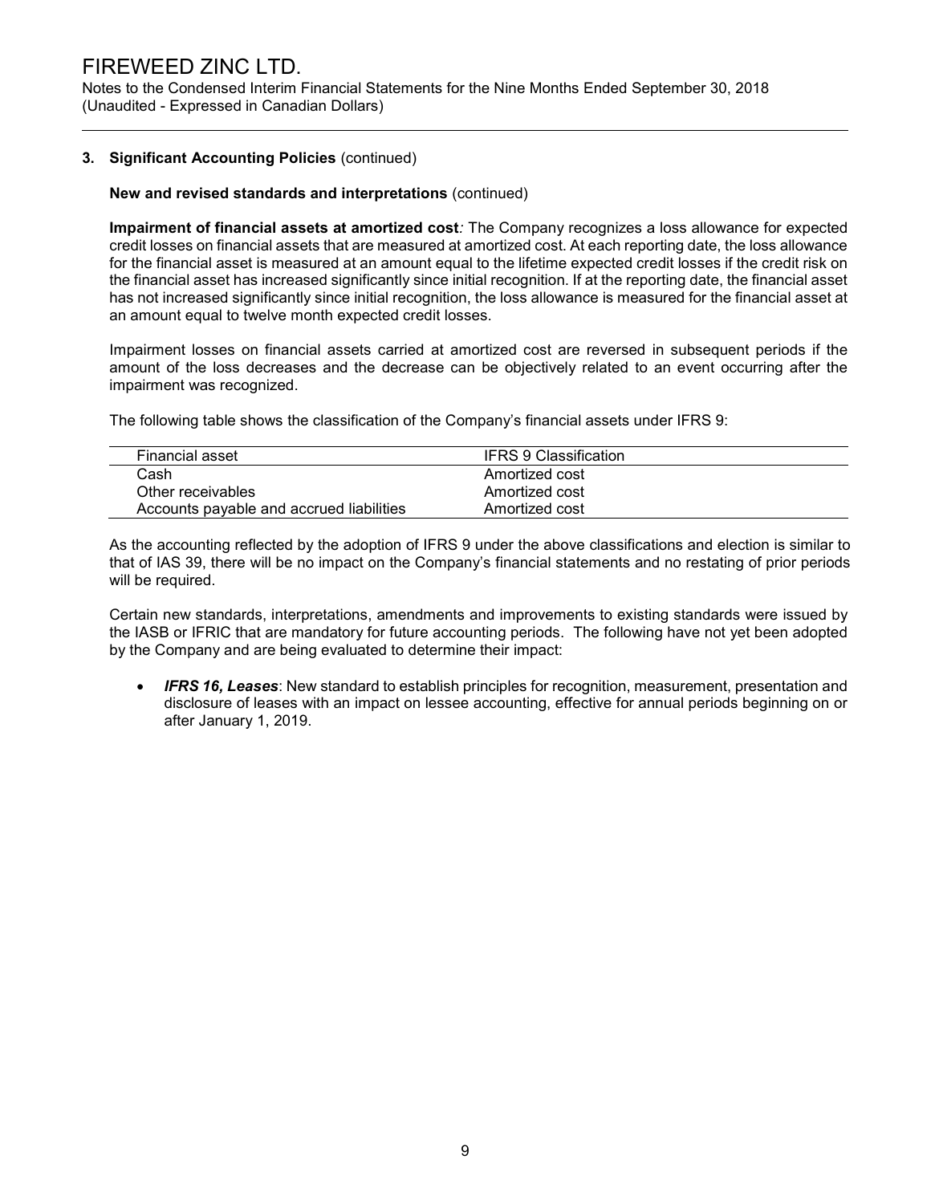## 3. Significant Accounting Policies (continued)

**New and revised standards and interpretations** (continued)

**Impairment of financial assets at amortized cost***:* The Company recognizes a loss allowance for expected credit losses on financial assets that are measured at amortized cost. At each reporting date, the loss allowance for the financial asset is measured at an amount equal to the lifetime expected credit losses if the credit risk on the financial asset has increased significantly since initial recognition. If at the reporting date, the financial asset has not increased significantly since initial recognition, the loss allowance is measured for the financial asset at an amount equal to twelve month expected credit losses.

Impairment losses on financial assets carried at amortized cost are reversed in subsequent periods if the amount of the loss decreases and the decrease can be objectively related to an event occurring after the impairment was recognized.

The following table shows the classification of the Company's financial assets under IFRS 9:

| Financial asset | IFRS 9 Classification |
|---|---|
| Cash | Amortized cost |
| Other receivables | Amortized cost |
| Accounts payable and accrued liabilities | Amortized cost |

As the accounting reflected by the adoption of IFRS 9 under the above classifications and election is similar to that of IAS 39, there will be no impact on the Company's financial statements and no restating of prior periods will be required.

Certain new standards, interpretations, amendments and improvements to existing standards were issued by the IASB or IFRIC that are mandatory for future accounting periods. The following have not yet been adopted by the Company and are being evaluated to determine their impact:

- ***IFRS 16, Leases***: New standard to establish principles for recognition, measurement, presentation and disclosure of leases with an impact on lessee accounting, effective for annual periods beginning on or after January 1, 2019.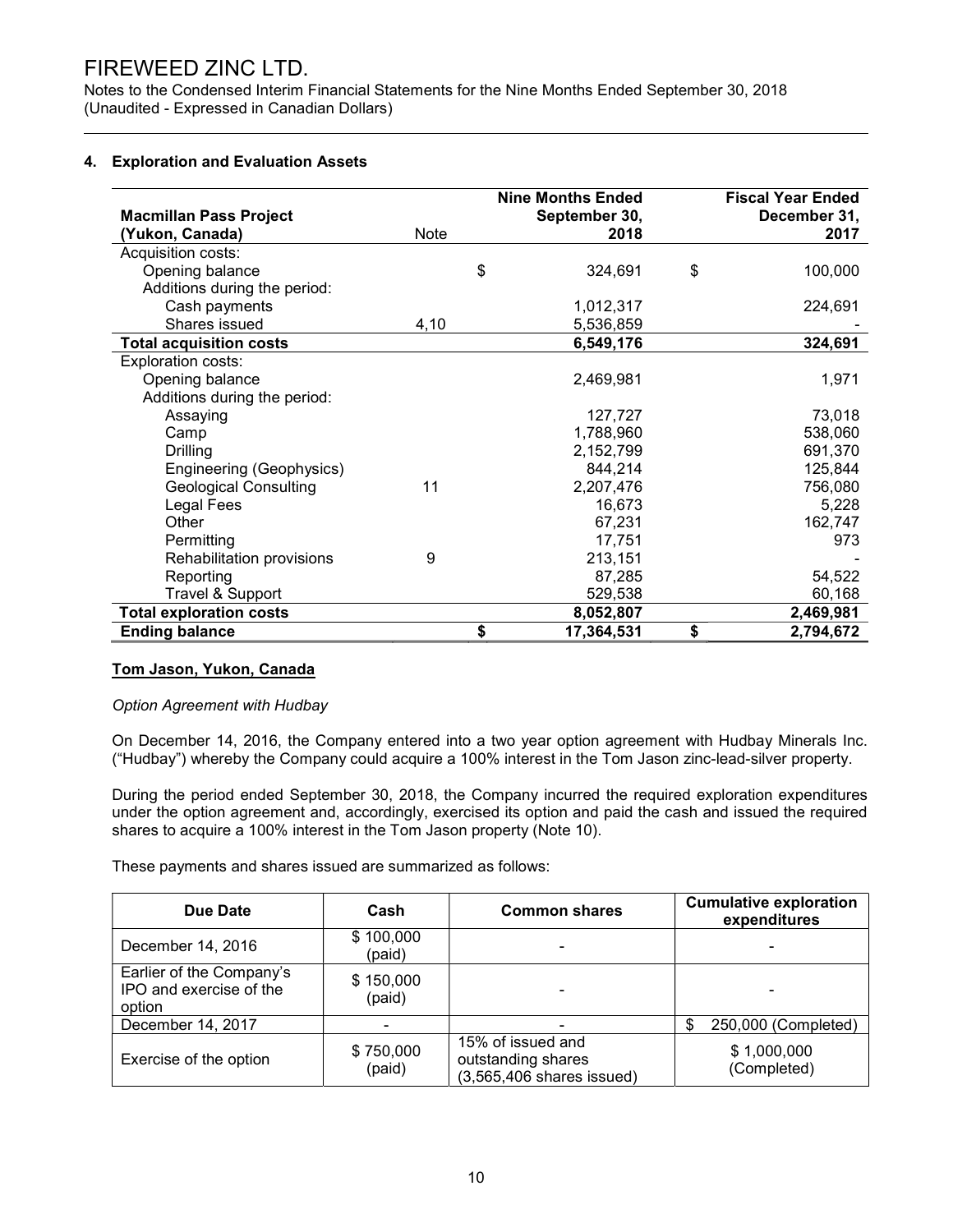# FIREWEED ZINC LTD.

Notes to the Condensed Interim Financial Statements for the Nine Months Ended September 30, 2018
(Unaudited - Expressed in Canadian Dollars)

## 4. Exploration and Evaluation Assets

| Macmillan Pass Project (Yukon, Canada) | Note | Nine Months Ended September 30, 2018 | Fiscal Year Ended December 31, 2017 |
|---|---|---|---|
| Acquisition costs: | | | |
| Opening balance | | $ 324,691 | $ 100,000 |
| Additions during the period: | | | |
| Cash payments | | 1,012,317 | 224,691 |
| Shares issued | 4,10 | 5,536,859 | - |
| **Total acquisition costs** | | **6,549,176** | **324,691** |
| Exploration costs: | | | |
| Opening balance | | 2,469,981 | 1,971 |
| Additions during the period: | | | |
| Assaying | | 127,727 | 73,018 |
| Camp | | 1,788,960 | 538,060 |
| Drilling | | 2,152,799 | 691,370 |
| Engineering (Geophysics) | | 844,214 | 125,844 |
| Geological Consulting | 11 | 2,207,476 | 756,080 |
| Legal Fees | | 16,673 | 5,228 |
| Other | | 67,231 | 162,747 |
| Permitting | | 17,751 | 973 |
| Rehabilitation provisions | 9 | 213,151 | - |
| Reporting | | 87,285 | 54,522 |
| Travel & Support | | 529,538 | 60,168 |
| **Total exploration costs** | | **8,052,807** | **2,469,981** |
| **Ending balance** | | **$ 17,364,531** | **$ 2,794,672** |

**Tom Jason, Yukon, Canada**

*Option Agreement with Hudbay*

On December 14, 2016, the Company entered into a two year option agreement with Hudbay Minerals Inc. ("Hudbay") whereby the Company could acquire a 100% interest in the Tom Jason zinc-lead-silver property.

During the period ended September 30, 2018, the Company incurred the required exploration expenditures under the option agreement and, accordingly, exercised its option and paid the cash and issued the required shares to acquire a 100% interest in the Tom Jason property (Note 10).

These payments and shares issued are summarized as follows:

| Due Date | Cash | Common shares | Cumulative exploration expenditures |
|---|---|---|---|
| December 14, 2016 | $ 100,000 (paid) | - | - |
| Earlier of the Company's IPO and exercise of the option | $ 150,000 (paid) | - | - |
| December 14, 2017 | - | - | $ 250,000 (Completed) |
| Exercise of the option | $ 750,000 (paid) | 15% of issued and outstanding shares (3,565,406 shares issued) | $ 1,000,000 (Completed) |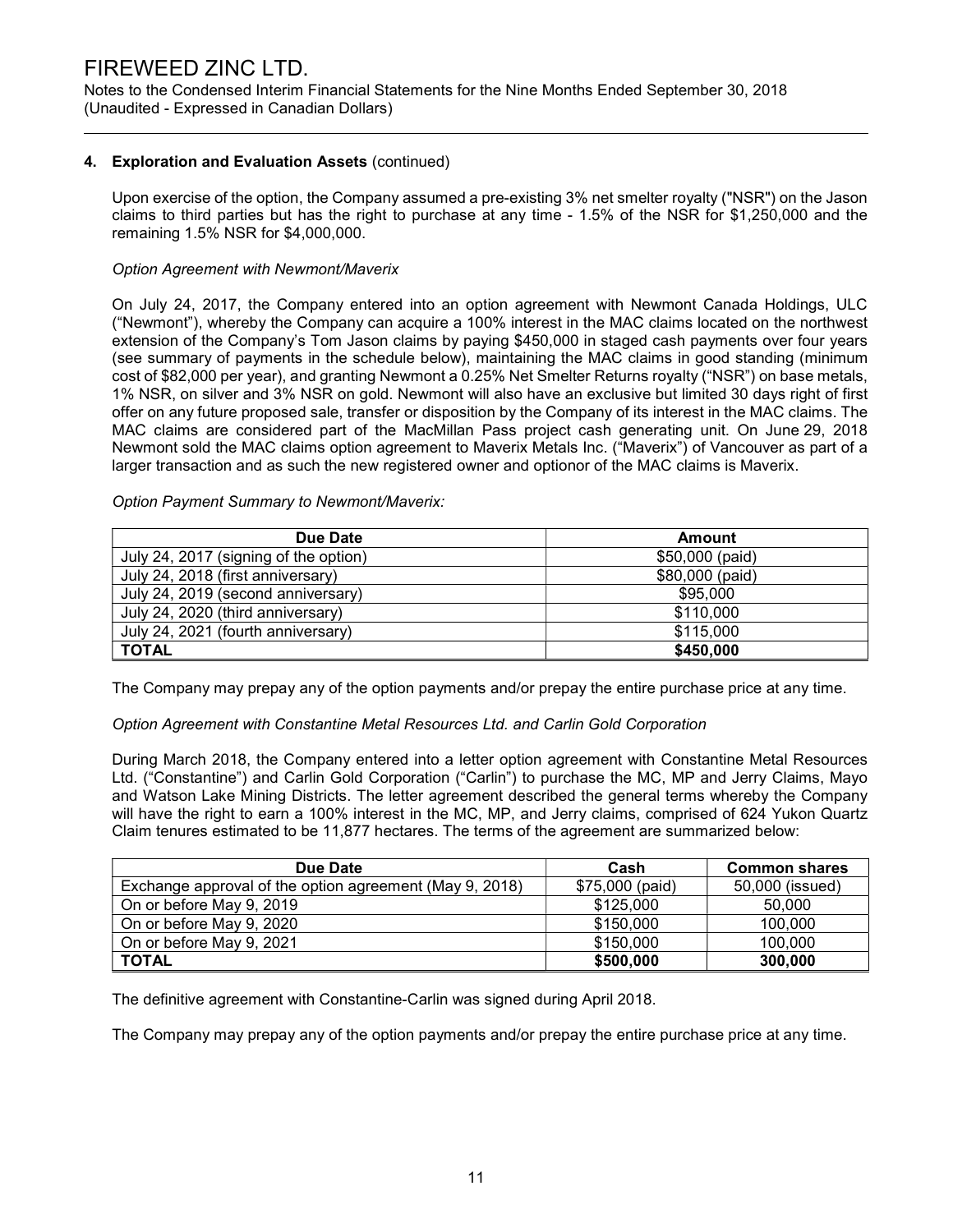## 4. Exploration and Evaluation Assets (continued)

Upon exercise of the option, the Company assumed a pre-existing 3% net smelter royalty ("NSR") on the Jason claims to third parties but has the right to purchase at any time - 1.5% of the NSR for $1,250,000 and the remaining 1.5% NSR for $4,000,000.

*Option Agreement with Newmont/Maverix*

On July 24, 2017, the Company entered into an option agreement with Newmont Canada Holdings, ULC ("Newmont"), whereby the Company can acquire a 100% interest in the MAC claims located on the northwest extension of the Company's Tom Jason claims by paying $450,000 in staged cash payments over four years (see summary of payments in the schedule below), maintaining the MAC claims in good standing (minimum cost of $82,000 per year), and granting Newmont a 0.25% Net Smelter Returns royalty ("NSR") on base metals, 1% NSR, on silver and 3% NSR on gold. Newmont will also have an exclusive but limited 30 days right of first offer on any future proposed sale, transfer or disposition by the Company of its interest in the MAC claims. The MAC claims are considered part of the MacMillan Pass project cash generating unit. On June 29, 2018 Newmont sold the MAC claims option agreement to Maverix Metals Inc. ("Maverix") of Vancouver as part of a larger transaction and as such the new registered owner and optionor of the MAC claims is Maverix.

*Option Payment Summary to Newmont/Maverix:*

| Due Date | Amount |
|---|---|
| July 24, 2017 (signing of the option) | $50,000 (paid) |
| July 24, 2018 (first anniversary) | $80,000 (paid) |
| July 24, 2019 (second anniversary) | $95,000 |
| July 24, 2020 (third anniversary) | $110,000 |
| July 24, 2021 (fourth anniversary) | $115,000 |
| **TOTAL** | **$450,000** |

The Company may prepay any of the option payments and/or prepay the entire purchase price at any time.

*Option Agreement with Constantine Metal Resources Ltd. and Carlin Gold Corporation*

During March 2018, the Company entered into a letter option agreement with Constantine Metal Resources Ltd. ("Constantine") and Carlin Gold Corporation ("Carlin") to purchase the MC, MP and Jerry Claims, Mayo and Watson Lake Mining Districts. The letter agreement described the general terms whereby the Company will have the right to earn a 100% interest in the MC, MP, and Jerry claims, comprised of 624 Yukon Quartz Claim tenures estimated to be 11,877 hectares. The terms of the agreement are summarized below:

| Due Date | Cash | Common shares |
|---|---|---|
| Exchange approval of the option agreement (May 9, 2018) | $75,000 (paid) | 50,000 (issued) |
| On or before May 9, 2019 | $125,000 | 50,000 |
| On or before May 9, 2020 | $150,000 | 100,000 |
| On or before May 9, 2021 | $150,000 | 100,000 |
| **TOTAL** | **$500,000** | **300,000** |

The definitive agreement with Constantine-Carlin was signed during April 2018.

The Company may prepay any of the option payments and/or prepay the entire purchase price at any time.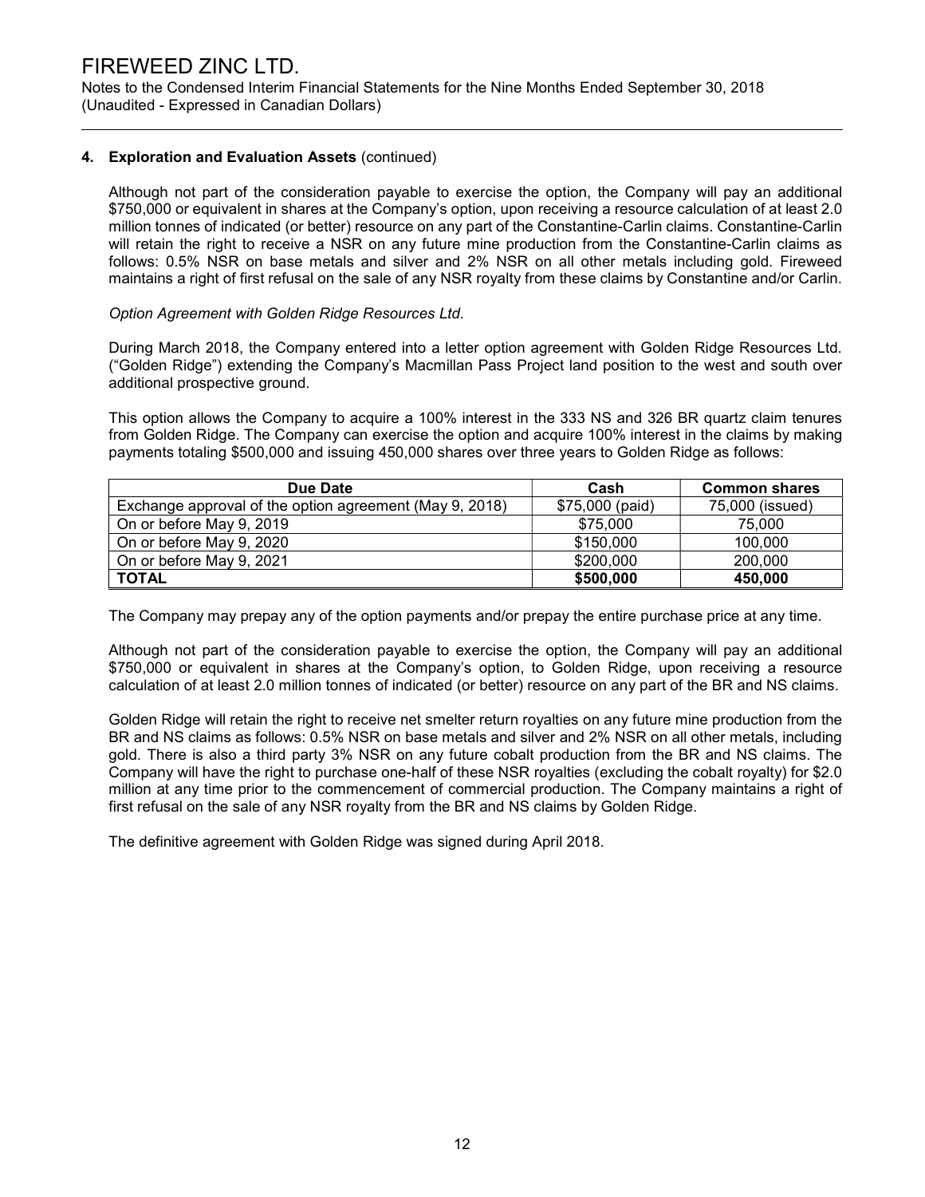## 4. Exploration and Evaluation Assets (continued)

Although not part of the consideration payable to exercise the option, the Company will pay an additional \$750,000 or equivalent in shares at the Company's option, upon receiving a resource calculation of at least 2.0 million tonnes of indicated (or better) resource on any part of the Constantine-Carlin claims. Constantine-Carlin will retain the right to receive a NSR on any future mine production from the Constantine-Carlin claims as follows: 0.5% NSR on base metals and silver and 2% NSR on all other metals including gold. Fireweed maintains a right of first refusal on the sale of any NSR royalty from these claims by Constantine and/or Carlin.

*Option Agreement with Golden Ridge Resources Ltd.*

During March 2018, the Company entered into a letter option agreement with Golden Ridge Resources Ltd. ("Golden Ridge") extending the Company's Macmillan Pass Project land position to the west and south over additional prospective ground.

This option allows the Company to acquire a 100% interest in the 333 NS and 326 BR quartz claim tenures from Golden Ridge. The Company can exercise the option and acquire 100% interest in the claims by making payments totaling \$500,000 and issuing 450,000 shares over three years to Golden Ridge as follows:

| Due Date | Cash | Common shares |
|---|---|---|
| Exchange approval of the option agreement (May 9, 2018) | \$75,000 (paid) | 75,000 (issued) |
| On or before May 9, 2019 | \$75,000 | 75,000 |
| On or before May 9, 2020 | \$150,000 | 100,000 |
| On or before May 9, 2021 | \$200,000 | 200,000 |
| **TOTAL** | **\$500,000** | **450,000** |

The Company may prepay any of the option payments and/or prepay the entire purchase price at any time.

Although not part of the consideration payable to exercise the option, the Company will pay an additional \$750,000 or equivalent in shares at the Company's option, to Golden Ridge, upon receiving a resource calculation of at least 2.0 million tonnes of indicated (or better) resource on any part of the BR and NS claims.

Golden Ridge will retain the right to receive net smelter return royalties on any future mine production from the BR and NS claims as follows: 0.5% NSR on base metals and silver and 2% NSR on all other metals, including gold. There is also a third party 3% NSR on any future cobalt production from the BR and NS claims. The Company will have the right to purchase one-half of these NSR royalties (excluding the cobalt royalty) for \$2.0 million at any time prior to the commencement of commercial production. The Company maintains a right of first refusal on the sale of any NSR royalty from the BR and NS claims by Golden Ridge.

The definitive agreement with Golden Ridge was signed during April 2018.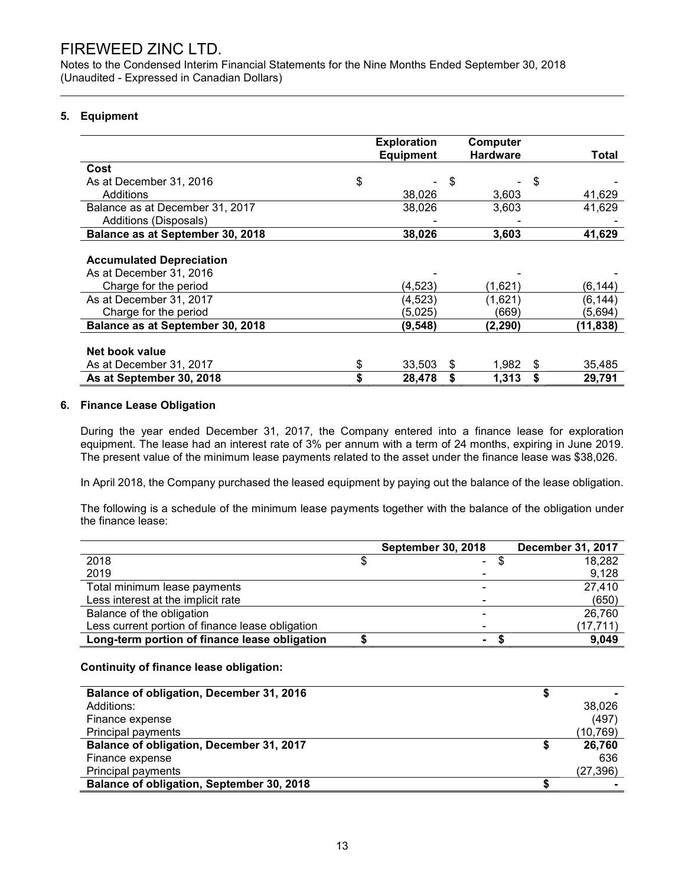FIREWEED ZINC LTD.
Notes to the Condensed Interim Financial Statements for the Nine Months Ended September 30, 2018
(Unaudited - Expressed in Canadian Dollars)

## 5. Equipment

| | Exploration Equipment | Computer Hardware | Total |
|---|---|---|---|
| **Cost** | | | |
| As at December 31, 2016 | $ - | $ - | $ - |
| Additions | 38,026 | 3,603 | 41,629 |
| Balance as at December 31, 2017 | 38,026 | 3,603 | 41,629 |
| Additions (Disposals) | - | - | - |
| **Balance as at September 30, 2018** | **38,026** | **3,603** | **41,629** |
| | | | |
| **Accumulated Depreciation** | | | |
| As at December 31, 2016 | - | - | - |
| Charge for the period | (4,523) | (1,621) | (6,144) |
| As at December 31, 2017 | (4,523) | (1,621) | (6,144) |
| Charge for the period | (5,025) | (669) | (5,694) |
| **Balance as at September 30, 2018** | **(9,548)** | **(2,290)** | **(11,838)** |
| | | | |
| **Net book value** | | | |
| As at December 31, 2017 | $ 33,503 | $ 1,982 | $ 35,485 |
| **As at September 30, 2018** | **$ 28,478** | **$ 1,313** | **$ 29,791** |

## 6. Finance Lease Obligation

During the year ended December 31, 2017, the Company entered into a finance lease for exploration equipment. The lease had an interest rate of 3% per annum with a term of 24 months, expiring in June 2019. The present value of the minimum lease payments related to the asset under the finance lease was $38,026.

In April 2018, the Company purchased the leased equipment by paying out the balance of the lease obligation.

The following is a schedule of the minimum lease payments together with the balance of the obligation under the finance lease:

| | September 30, 2018 | December 31, 2017 |
|---|---|---|
| 2018 | $ - | $ 18,282 |
| 2019 | - | 9,128 |
| Total minimum lease payments | - | 27,410 |
| Less interest at the implicit rate | - | (650) |
| Balance of the obligation | - | 26,760 |
| Less current portion of finance lease obligation | - | (17,711) |
| **Long-term portion of finance lease obligation** | **$ -** | **$ 9,049** |

**Continuity of finance lease obligation:**

| | |
|---|---|
| **Balance of obligation, December 31, 2016** | **$ -** |
| Additions: | 38,026 |
| Finance expense | (497) |
| Principal payments | (10,769) |
| **Balance of obligation, December 31, 2017** | **$ 26,760** |
| Finance expense | 636 |
| Principal payments | (27,396) |
| **Balance of obligation, September 30, 2018** | **$ -** |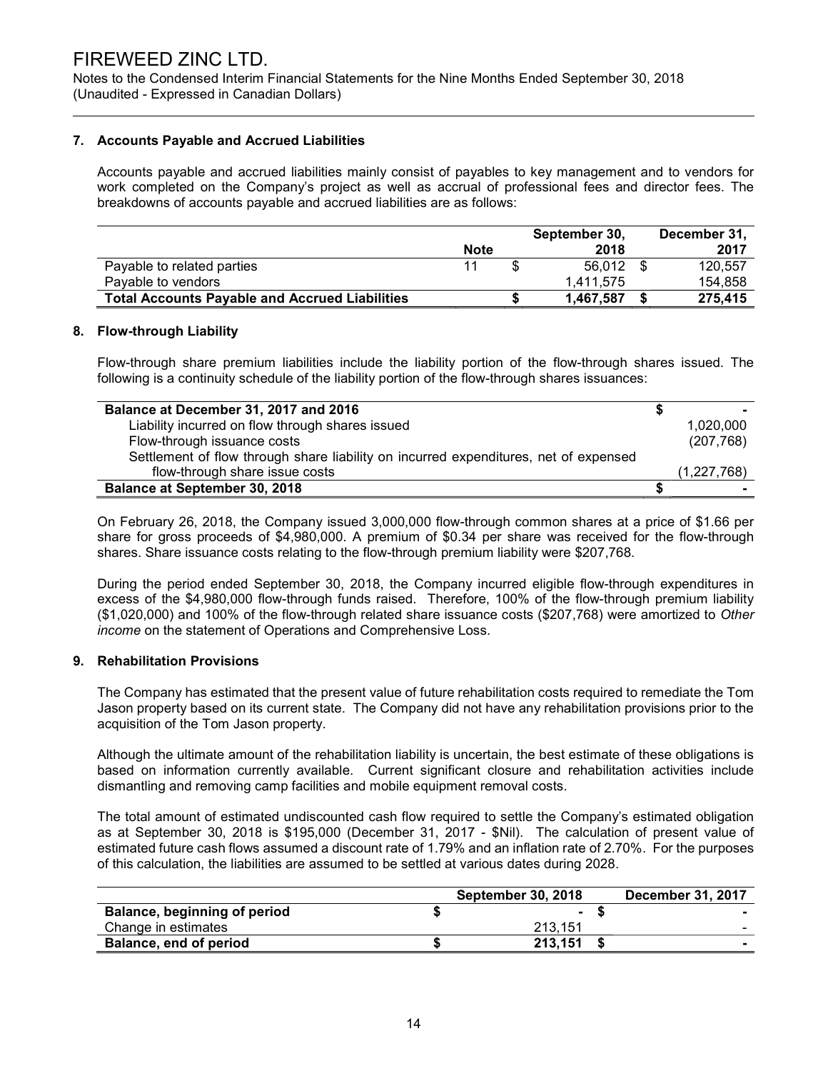## 7. Accounts Payable and Accrued Liabilities

Accounts payable and accrued liabilities mainly consist of payables to key management and to vendors for work completed on the Company's project as well as accrual of professional fees and director fees. The breakdowns of accounts payable and accrued liabilities are as follows:

| | Note | September 30, 2018 | December 31, 2017 |
|---|---|---|---|
| Payable to related parties | 11 | $ 56,012 | $ 120,557 |
| Payable to vendors | | 1,411,575 | 154,858 |
| **Total Accounts Payable and Accrued Liabilities** | | **$ 1,467,587** | **$ 275,415** |

## 8. Flow-through Liability

Flow-through share premium liabilities include the liability portion of the flow-through shares issued. The following is a continuity schedule of the liability portion of the flow-through shares issuances:

| | |
|---|---|
| **Balance at December 31, 2017 and 2016** | $ - |
| Liability incurred on flow through shares issued | 1,020,000 |
| Flow-through issuance costs | (207,768) |
| Settlement of flow through share liability on incurred expenditures, net of expensed flow-through share issue costs | (1,227,768) |
| **Balance at September 30, 2018** | $ - |

On February 26, 2018, the Company issued 3,000,000 flow-through common shares at a price of $1.66 per share for gross proceeds of $4,980,000. A premium of $0.34 per share was received for the flow-through shares. Share issuance costs relating to the flow-through premium liability were $207,768.

During the period ended September 30, 2018, the Company incurred eligible flow-through expenditures in excess of the $4,980,000 flow-through funds raised. Therefore, 100% of the flow-through premium liability ($1,020,000) and 100% of the flow-through related share issuance costs ($207,768) were amortized to *Other income* on the statement of Operations and Comprehensive Loss.

## 9. Rehabilitation Provisions

The Company has estimated that the present value of future rehabilitation costs required to remediate the Tom Jason property based on its current state. The Company did not have any rehabilitation provisions prior to the acquisition of the Tom Jason property.

Although the ultimate amount of the rehabilitation liability is uncertain, the best estimate of these obligations is based on information currently available. Current significant closure and rehabilitation activities include dismantling and removing camp facilities and mobile equipment removal costs.

The total amount of estimated undiscounted cash flow required to settle the Company's estimated obligation as at September 30, 2018 is $195,000 (December 31, 2017 - $Nil). The calculation of present value of estimated future cash flows assumed a discount rate of 1.79% and an inflation rate of 2.70%. For the purposes of this calculation, the liabilities are assumed to be settled at various dates during 2028.

| | September 30, 2018 | December 31, 2017 |
|---|---|---|
| **Balance, beginning of period** | $ - | $ - |
| Change in estimates | 213,151 | - |
| **Balance, end of period** | **$ 213,151** | **$ -** |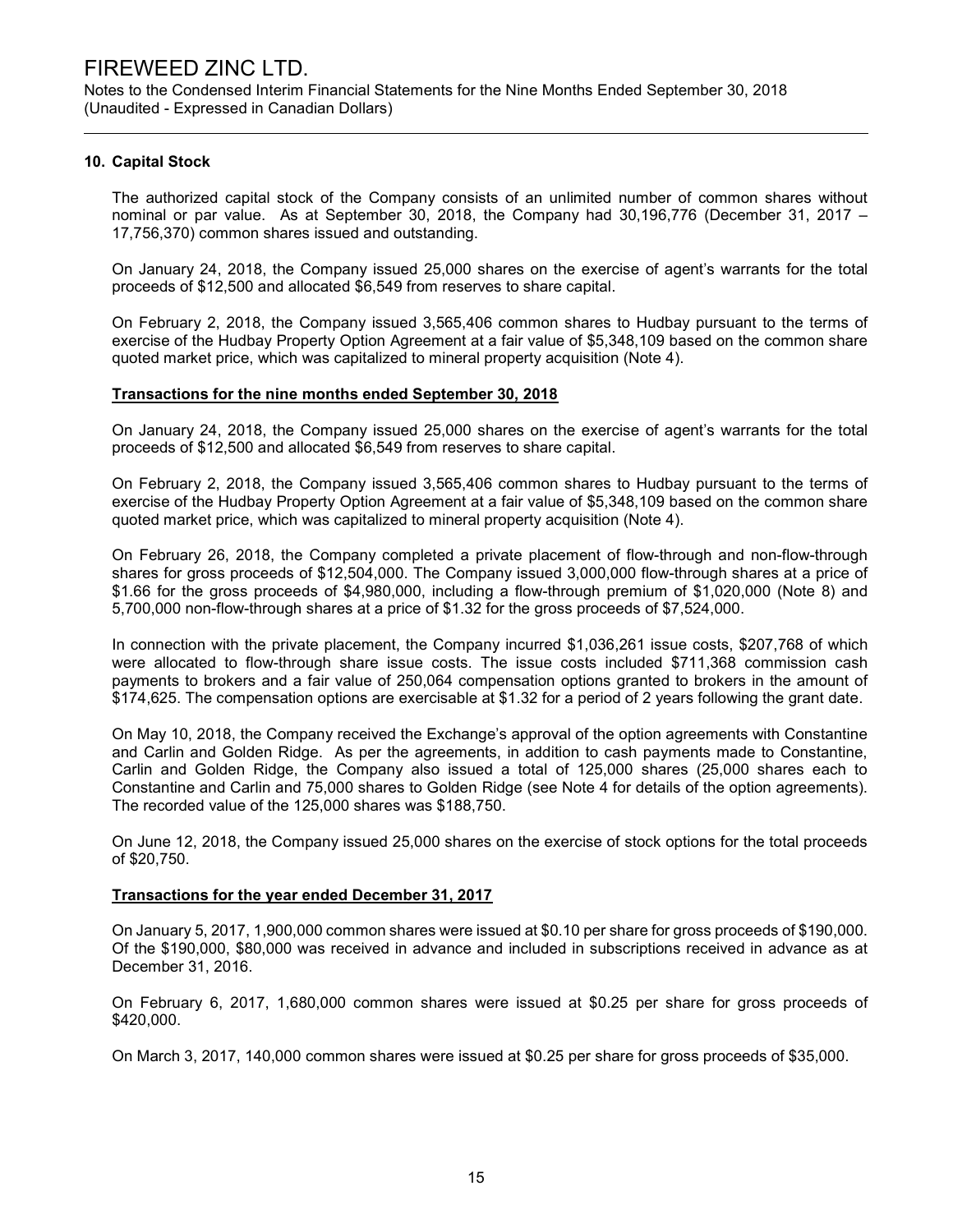## 10. Capital Stock

The authorized capital stock of the Company consists of an unlimited number of common shares without nominal or par value. As at September 30, 2018, the Company had 30,196,776 (December 31, 2017 – 17,756,370) common shares issued and outstanding.

On January 24, 2018, the Company issued 25,000 shares on the exercise of agent's warrants for the total proceeds of $12,500 and allocated $6,549 from reserves to share capital.

On February 2, 2018, the Company issued 3,565,406 common shares to Hudbay pursuant to the terms of exercise of the Hudbay Property Option Agreement at a fair value of $5,348,109 based on the common share quoted market price, which was capitalized to mineral property acquisition (Note 4).

### Transactions for the nine months ended September 30, 2018

On January 24, 2018, the Company issued 25,000 shares on the exercise of agent's warrants for the total proceeds of $12,500 and allocated $6,549 from reserves to share capital.

On February 2, 2018, the Company issued 3,565,406 common shares to Hudbay pursuant to the terms of exercise of the Hudbay Property Option Agreement at a fair value of $5,348,109 based on the common share quoted market price, which was capitalized to mineral property acquisition (Note 4).

On February 26, 2018, the Company completed a private placement of flow-through and non-flow-through shares for gross proceeds of $12,504,000. The Company issued 3,000,000 flow-through shares at a price of $1.66 for the gross proceeds of $4,980,000, including a flow-through premium of $1,020,000 (Note 8) and 5,700,000 non-flow-through shares at a price of $1.32 for the gross proceeds of $7,524,000.

In connection with the private placement, the Company incurred $1,036,261 issue costs, $207,768 of which were allocated to flow-through share issue costs. The issue costs included $711,368 commission cash payments to brokers and a fair value of 250,064 compensation options granted to brokers in the amount of $174,625. The compensation options are exercisable at $1.32 for a period of 2 years following the grant date.

On May 10, 2018, the Company received the Exchange's approval of the option agreements with Constantine and Carlin and Golden Ridge. As per the agreements, in addition to cash payments made to Constantine, Carlin and Golden Ridge, the Company also issued a total of 125,000 shares (25,000 shares each to Constantine and Carlin and 75,000 shares to Golden Ridge (see Note 4 for details of the option agreements). The recorded value of the 125,000 shares was $188,750.

On June 12, 2018, the Company issued 25,000 shares on the exercise of stock options for the total proceeds of $20,750.

### Transactions for the year ended December 31, 2017

On January 5, 2017, 1,900,000 common shares were issued at $0.10 per share for gross proceeds of $190,000. Of the $190,000, $80,000 was received in advance and included in subscriptions received in advance as at December 31, 2016.

On February 6, 2017, 1,680,000 common shares were issued at $0.25 per share for gross proceeds of $420,000.

On March 3, 2017, 140,000 common shares were issued at $0.25 per share for gross proceeds of $35,000.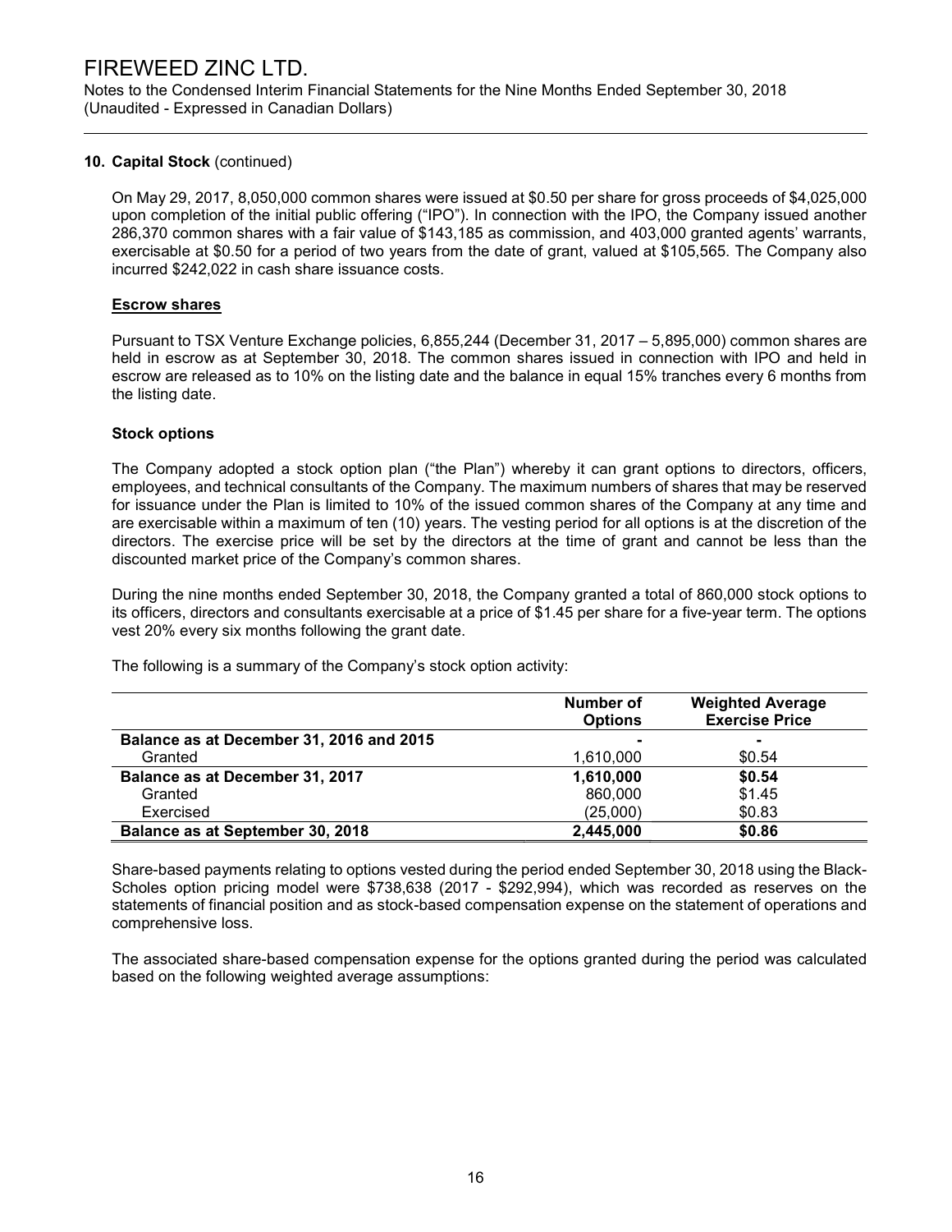## 10. Capital Stock (continued)

On May 29, 2017, 8,050,000 common shares were issued at $0.50 per share for gross proceeds of $4,025,000 upon completion of the initial public offering ("IPO"). In connection with the IPO, the Company issued another 286,370 common shares with a fair value of $143,185 as commission, and 403,000 granted agents' warrants, exercisable at $0.50 for a period of two years from the date of grant, valued at $105,565. The Company also incurred $242,022 in cash share issuance costs.

### Escrow shares

Pursuant to TSX Venture Exchange policies, 6,855,244 (December 31, 2017 – 5,895,000) common shares are held in escrow as at September 30, 2018. The common shares issued in connection with IPO and held in escrow are released as to 10% on the listing date and the balance in equal 15% tranches every 6 months from the listing date.

### Stock options

The Company adopted a stock option plan ("the Plan") whereby it can grant options to directors, officers, employees, and technical consultants of the Company. The maximum numbers of shares that may be reserved for issuance under the Plan is limited to 10% of the issued common shares of the Company at any time and are exercisable within a maximum of ten (10) years. The vesting period for all options is at the discretion of the directors. The exercise price will be set by the directors at the time of grant and cannot be less than the discounted market price of the Company's common shares.

During the nine months ended September 30, 2018, the Company granted a total of 860,000 stock options to its officers, directors and consultants exercisable at a price of $1.45 per share for a five-year term. The options vest 20% every six months following the grant date.

The following is a summary of the Company's stock option activity:

| | Number of Options | Weighted Average Exercise Price |
|---|---|---|
| **Balance as at December 31, 2016 and 2015** | - | - |
| Granted | 1,610,000 | $0.54 |
| **Balance as at December 31, 2017** | **1,610,000** | **$0.54** |
| Granted | 860,000 | $1.45 |
| Exercised | (25,000) | $0.83 |
| **Balance as at September 30, 2018** | **2,445,000** | **$0.86** |

Share-based payments relating to options vested during the period ended September 30, 2018 using the Black-Scholes option pricing model were $738,638 (2017 - $292,994), which was recorded as reserves on the statements of financial position and as stock-based compensation expense on the statement of operations and comprehensive loss.

The associated share-based compensation expense for the options granted during the period was calculated based on the following weighted average assumptions: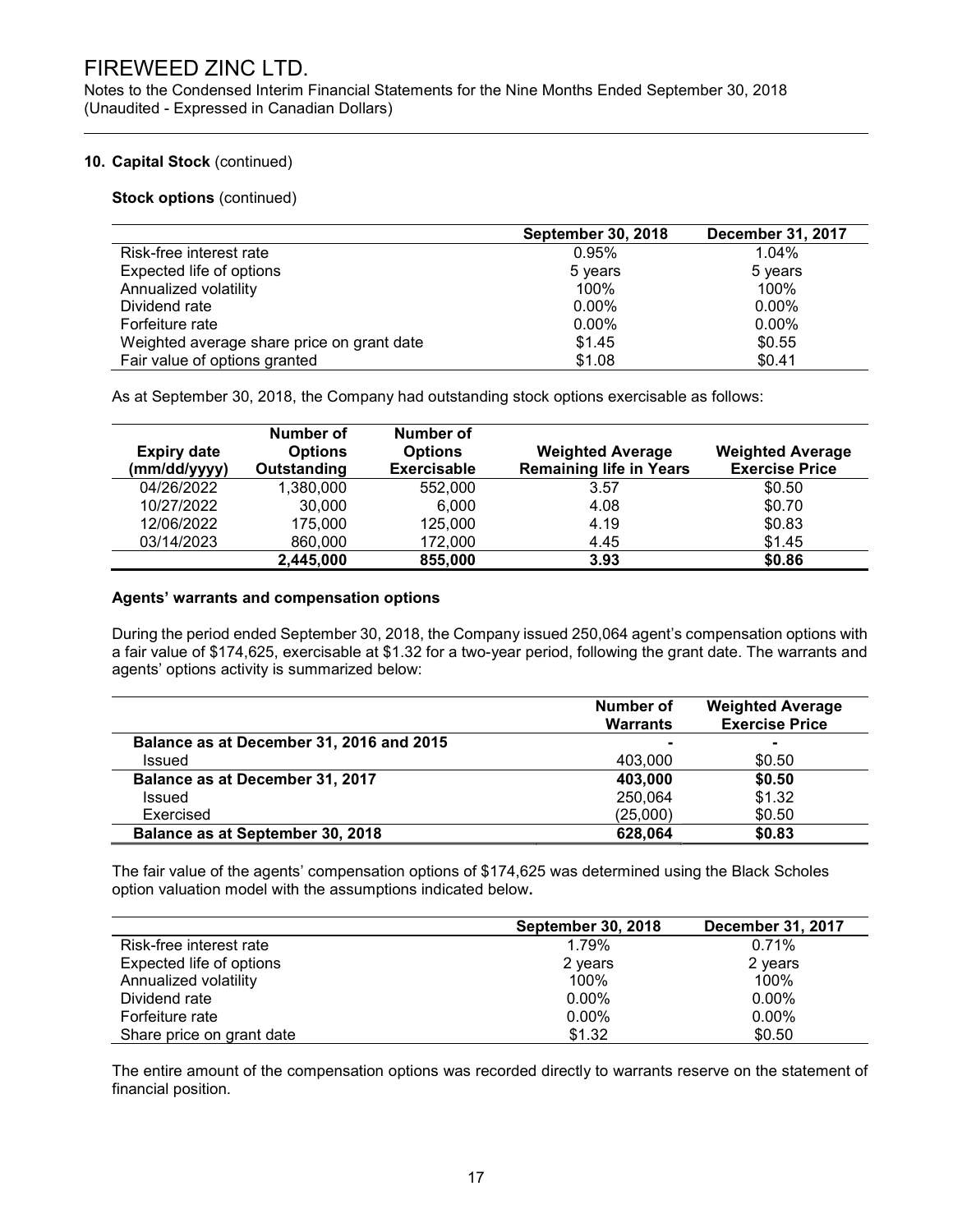# FIREWEED ZINC LTD.

Notes to the Condensed Interim Financial Statements for the Nine Months Ended September 30, 2018
(Unaudited - Expressed in Canadian Dollars)

**10. Capital Stock** (continued)

**Stock options** (continued)

| | September 30, 2018 | December 31, 2017 |
|---|---|---|
| Risk-free interest rate | 0.95% | 1.04% |
| Expected life of options | 5 years | 5 years |
| Annualized volatility | 100% | 100% |
| Dividend rate | 0.00% | 0.00% |
| Forfeiture rate | 0.00% | 0.00% |
| Weighted average share price on grant date | $1.45 | $0.55 |
| Fair value of options granted | $1.08 | $0.41 |

As at September 30, 2018, the Company had outstanding stock options exercisable as follows:

| Expiry date (mm/dd/yyyy) | Number of Options Outstanding | Number of Options Exercisable | Weighted Average Remaining life in Years | Weighted Average Exercise Price |
|---|---|---|---|---|
| 04/26/2022 | 1,380,000 | 552,000 | 3.57 | $0.50 |
| 10/27/2022 | 30,000 | 6,000 | 4.08 | $0.70 |
| 12/06/2022 | 175,000 | 125,000 | 4.19 | $0.83 |
| 03/14/2023 | 860,000 | 172,000 | 4.45 | $1.45 |
| | **2,445,000** | **855,000** | **3.93** | **$0.86** |

**Agents' warrants and compensation options**

During the period ended September 30, 2018, the Company issued 250,064 agent's compensation options with a fair value of $174,625, exercisable at $1.32 for a two-year period, following the grant date. The warrants and agents' options activity is summarized below:

| | Number of Warrants | Weighted Average Exercise Price |
|---|---|---|
| **Balance as at December 31, 2016 and 2015** | - | - |
| Issued | 403,000 | $0.50 |
| **Balance as at December 31, 2017** | **403,000** | **$0.50** |
| Issued | 250,064 | $1.32 |
| Exercised | (25,000) | $0.50 |
| **Balance as at September 30, 2018** | **628,064** | **$0.83** |

The fair value of the agents' compensation options of $174,625 was determined using the Black Scholes option valuation model with the assumptions indicated below**.**

| | September 30, 2018 | December 31, 2017 |
|---|---|---|
| Risk-free interest rate | 1.79% | 0.71% |
| Expected life of options | 2 years | 2 years |
| Annualized volatility | 100% | 100% |
| Dividend rate | 0.00% | 0.00% |
| Forfeiture rate | 0.00% | 0.00% |
| Share price on grant date | $1.32 | $0.50 |

The entire amount of the compensation options was recorded directly to warrants reserve on the statement of financial position.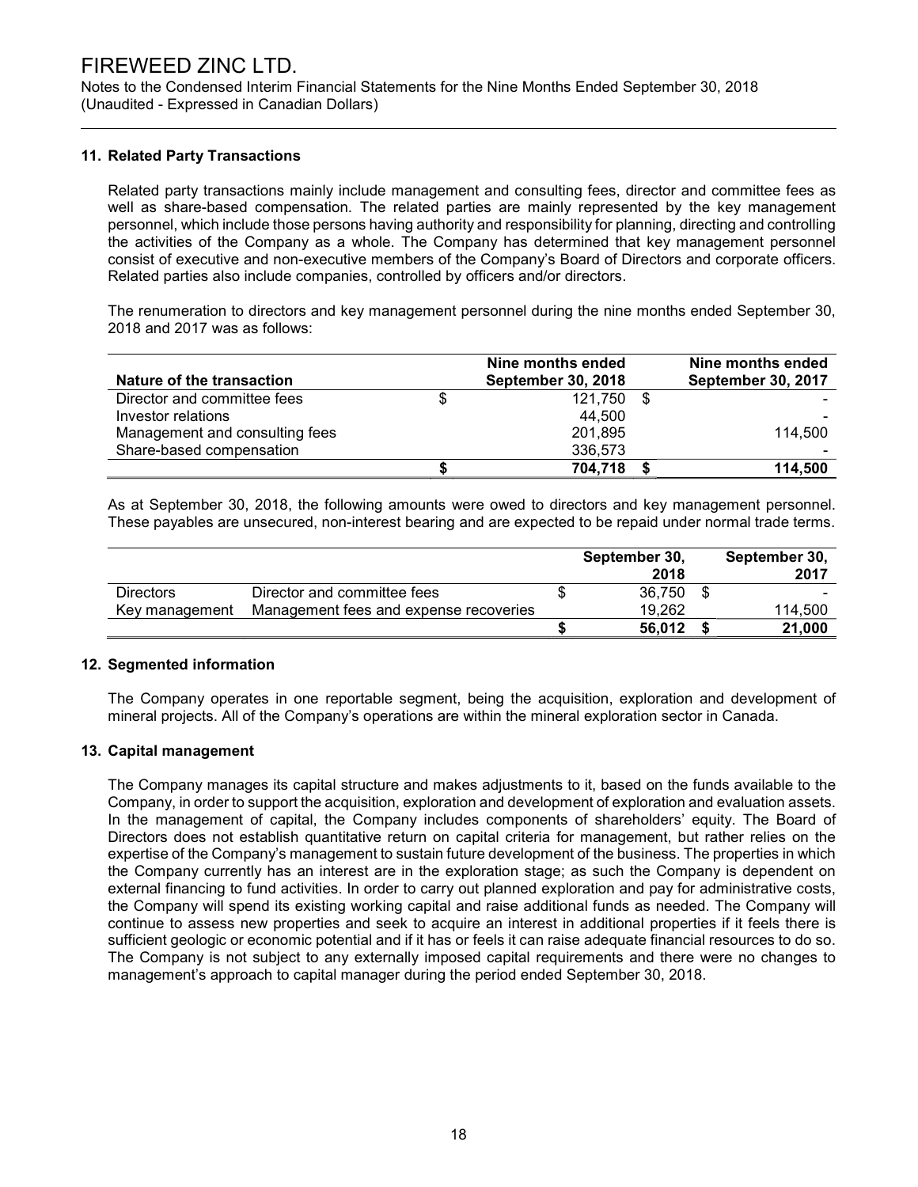### 11. Related Party Transactions

Related party transactions mainly include management and consulting fees, director and committee fees as well as share-based compensation. The related parties are mainly represented by the key management personnel, which include those persons having authority and responsibility for planning, directing and controlling the activities of the Company as a whole. The Company has determined that key management personnel consist of executive and non-executive members of the Company's Board of Directors and corporate officers. Related parties also include companies, controlled by officers and/or directors.

The renumeration to directors and key management personnel during the nine months ended September 30, 2018 and 2017 was as follows:

| Nature of the transaction | Nine months ended September 30, 2018 | Nine months ended September 30, 2017 |
|---|---|---|
| Director and committee fees | $ 121,750 | $ - |
| Investor relations | 44,500 | - |
| Management and consulting fees | 201,895 | 114,500 |
| Share-based compensation | 336,573 | - |
| | **$ 704,718** | **$ 114,500** |

As at September 30, 2018, the following amounts were owed to directors and key management personnel. These payables are unsecured, non-interest bearing and are expected to be repaid under normal trade terms.

| | | September 30, 2018 | September 30, 2017 |
|---|---|---|---|
| Directors | Director and committee fees | $ 36,750 | $ - |
| Key management | Management fees and expense recoveries | 19,262 | 114,500 |
| | | **$ 56,012** | **$ 21,000** |

### 12. Segmented information

The Company operates in one reportable segment, being the acquisition, exploration and development of mineral projects. All of the Company's operations are within the mineral exploration sector in Canada.

### 13. Capital management

The Company manages its capital structure and makes adjustments to it, based on the funds available to the Company, in order to support the acquisition, exploration and development of exploration and evaluation assets. In the management of capital, the Company includes components of shareholders' equity. The Board of Directors does not establish quantitative return on capital criteria for management, but rather relies on the expertise of the Company's management to sustain future development of the business. The properties in which the Company currently has an interest are in the exploration stage; as such the Company is dependent on external financing to fund activities. In order to carry out planned exploration and pay for administrative costs, the Company will spend its existing working capital and raise additional funds as needed. The Company will continue to assess new properties and seek to acquire an interest in additional properties if it feels there is sufficient geologic or economic potential and if it has or feels it can raise adequate financial resources to do so. The Company is not subject to any externally imposed capital requirements and there were no changes to management's approach to capital manager during the period ended September 30, 2018.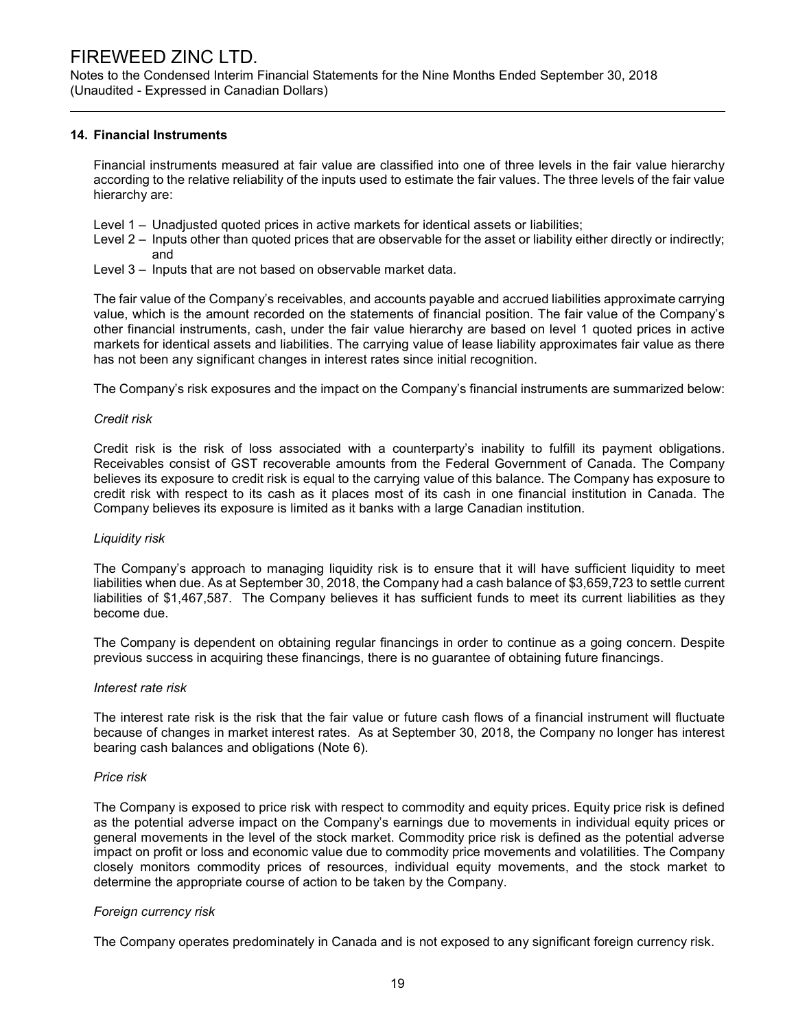## 14. Financial Instruments

Financial instruments measured at fair value are classified into one of three levels in the fair value hierarchy according to the relative reliability of the inputs used to estimate the fair values. The three levels of the fair value hierarchy are:

- Level 1 – Unadjusted quoted prices in active markets for identical assets or liabilities;
- Level 2 – Inputs other than quoted prices that are observable for the asset or liability either directly or indirectly; and
- Level 3 – Inputs that are not based on observable market data.

The fair value of the Company's receivables, and accounts payable and accrued liabilities approximate carrying value, which is the amount recorded on the statements of financial position. The fair value of the Company's other financial instruments, cash, under the fair value hierarchy are based on level 1 quoted prices in active markets for identical assets and liabilities. The carrying value of lease liability approximates fair value as there has not been any significant changes in interest rates since initial recognition.

The Company's risk exposures and the impact on the Company's financial instruments are summarized below:

*Credit risk*

Credit risk is the risk of loss associated with a counterparty's inability to fulfill its payment obligations. Receivables consist of GST recoverable amounts from the Federal Government of Canada. The Company believes its exposure to credit risk is equal to the carrying value of this balance. The Company has exposure to credit risk with respect to its cash as it places most of its cash in one financial institution in Canada. The Company believes its exposure is limited as it banks with a large Canadian institution.

*Liquidity risk*

The Company's approach to managing liquidity risk is to ensure that it will have sufficient liquidity to meet liabilities when due. As at September 30, 2018, the Company had a cash balance of $3,659,723 to settle current liabilities of $1,467,587. The Company believes it has sufficient funds to meet its current liabilities as they become due.

The Company is dependent on obtaining regular financings in order to continue as a going concern. Despite previous success in acquiring these financings, there is no guarantee of obtaining future financings.

*Interest rate risk*

The interest rate risk is the risk that the fair value or future cash flows of a financial instrument will fluctuate because of changes in market interest rates. As at September 30, 2018, the Company no longer has interest bearing cash balances and obligations (Note 6).

*Price risk*

The Company is exposed to price risk with respect to commodity and equity prices. Equity price risk is defined as the potential adverse impact on the Company's earnings due to movements in individual equity prices or general movements in the level of the stock market. Commodity price risk is defined as the potential adverse impact on profit or loss and economic value due to commodity price movements and volatilities. The Company closely monitors commodity prices of resources, individual equity movements, and the stock market to determine the appropriate course of action to be taken by the Company.

*Foreign currency risk*

The Company operates predominately in Canada and is not exposed to any significant foreign currency risk.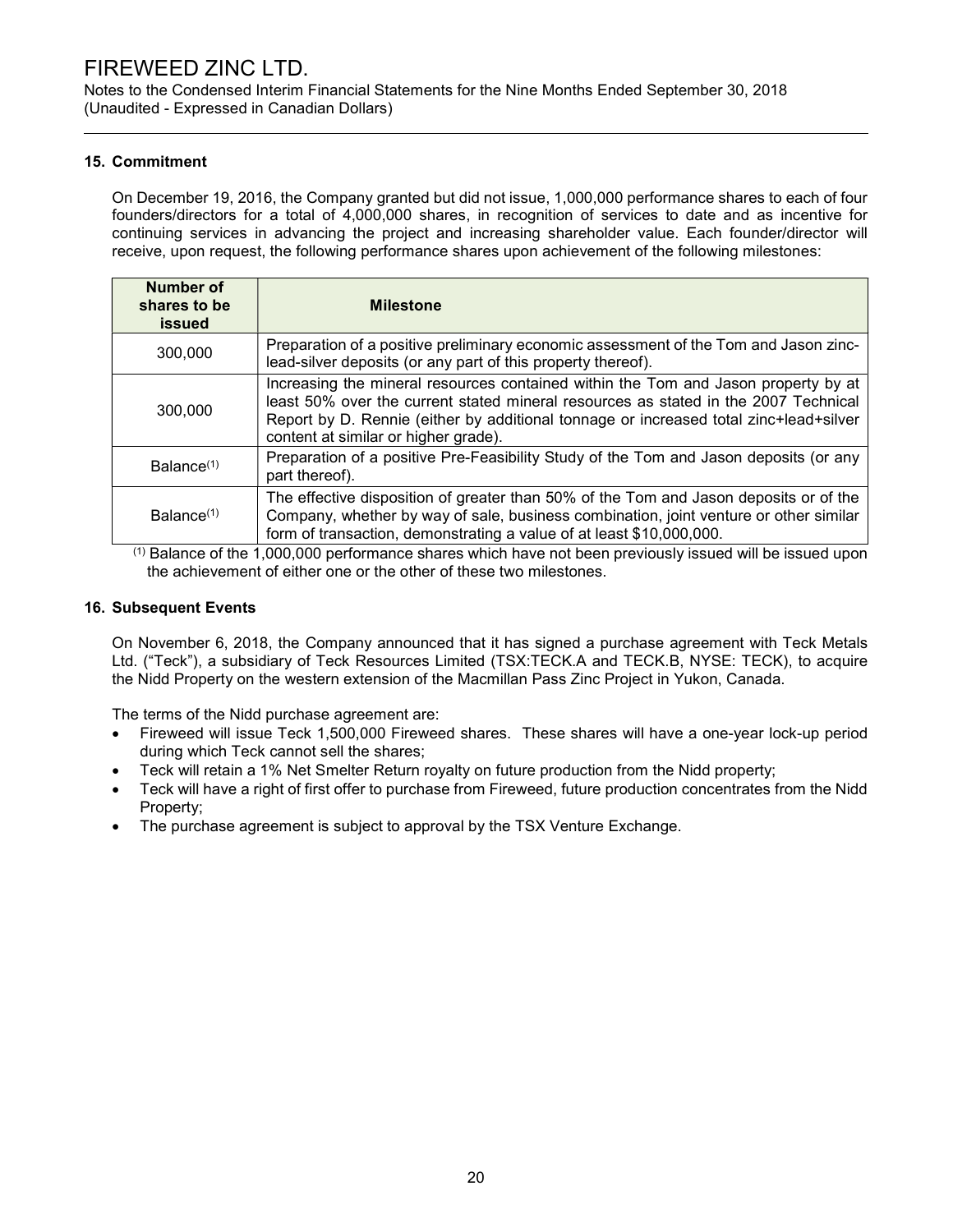# FIREWEED ZINC LTD.

Notes to the Condensed Interim Financial Statements for the Nine Months Ended September 30, 2018
(Unaudited - Expressed in Canadian Dollars)

## 15. Commitment

On December 19, 2016, the Company granted but did not issue, 1,000,000 performance shares to each of four founders/directors for a total of 4,000,000 shares, in recognition of services to date and as incentive for continuing services in advancing the project and increasing shareholder value. Each founder/director will receive, upon request, the following performance shares upon achievement of the following milestones:

| Number of shares to be issued | Milestone |
|---|---|
| 300,000 | Preparation of a positive preliminary economic assessment of the Tom and Jason zinc-lead-silver deposits (or any part of this property thereof). |
| 300,000 | Increasing the mineral resources contained within the Tom and Jason property by at least 50% over the current stated mineral resources as stated in the 2007 Technical Report by D. Rennie (either by additional tonnage or increased total zinc+lead+silver content at similar or higher grade). |
| Balance[(1)] | Preparation of a positive Pre-Feasibility Study of the Tom and Jason deposits (or any part thereof). |
| Balance[(1)] | The effective disposition of greater than 50% of the Tom and Jason deposits or of the Company, whether by way of sale, business combination, joint venture or other similar form of transaction, demonstrating a value of at least $10,000,000. |

[(1)] Balance of the 1,000,000 performance shares which have not been previously issued will be issued upon the achievement of either one or the other of these two milestones.

## 16. Subsequent Events

On November 6, 2018, the Company announced that it has signed a purchase agreement with Teck Metals Ltd. ("Teck"), a subsidiary of Teck Resources Limited (TSX:TECK.A and TECK.B, NYSE: TECK), to acquire the Nidd Property on the western extension of the Macmillan Pass Zinc Project in Yukon, Canada.

The terms of the Nidd purchase agreement are:

- Fireweed will issue Teck 1,500,000 Fireweed shares. These shares will have a one-year lock-up period during which Teck cannot sell the shares;
- Teck will retain a 1% Net Smelter Return royalty on future production from the Nidd property;
- Teck will have a right of first offer to purchase from Fireweed, future production concentrates from the Nidd Property;
- The purchase agreement is subject to approval by the TSX Venture Exchange.